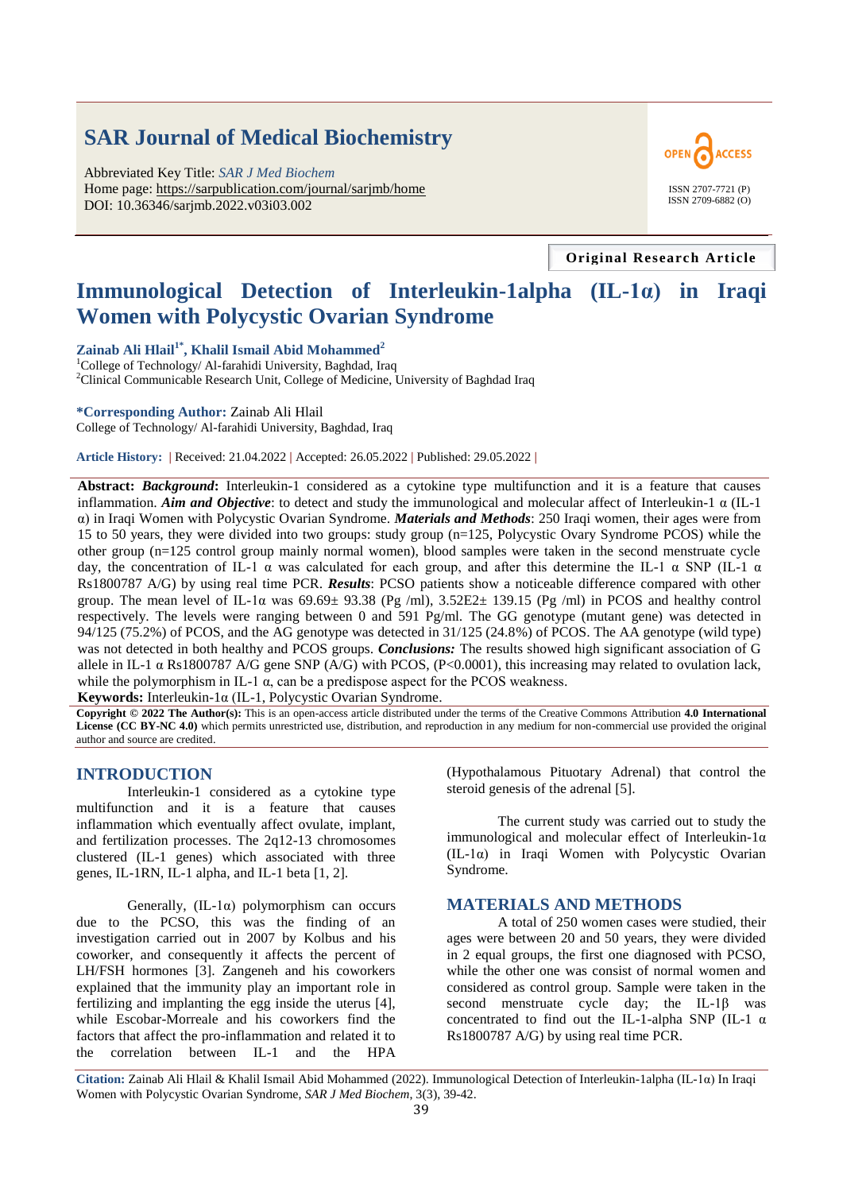# SAR Journal of Medical Biochemistry

Abbreviated Key Title: *SAR J Med Biochem*
Home page: https://sarpublication.com/journal/sarjmb/home
DOI: 10.36346/sarjmb.2022.v03i03.002

OPEN ACCESS

ISSN 2707-7721 (P)
ISSN 2709-6882 (O)

**Original Research Article**

# Immunological Detection of Interleukin-1alpha (IL-1α) in Iraqi Women with Polycystic Ovarian Syndrome

**Zainab Ali Hlail[1*], Khalil Ismail Abid Mohammed[2]**

[1]College of Technology/ Al-farahidi University, Baghdad, Iraq
[2]Clinical Communicable Research Unit, College of Medicine, University of Baghdad Iraq

**\*Corresponding Author:** Zainab Ali Hlail
College of Technology/ Al-farahidi University, Baghdad, Iraq

**Article History:** | Received: 21.04.2022 | Accepted: 26.05.2022 | Published: 29.05.2022 |

**Abstract:** ***Background***: Interleukin-1 considered as a cytokine type multifunction and it is a feature that causes inflammation. ***Aim and Objective***: to detect and study the immunological and molecular affect of Interleukin-1 α (IL-1 α) in Iraqi Women with Polycystic Ovarian Syndrome. ***Materials and Methods***: 250 Iraqi women, their ages were from 15 to 50 years, they were divided into two groups: study group (n=125, Polycystic Ovary Syndrome PCOS) while the other group (n=125 control group mainly normal women), blood samples were taken in the second menstruate cycle day, the concentration of IL-1 α was calculated for each group, and after this determine the IL-1 α SNP (IL-1 α Rs1800787 A/G) by using real time PCR. ***Results***: PCSO patients show a noticeable difference compared with other group. The mean level of IL-1α was 69.69± 93.38 (Pg /ml), 3.52E2± 139.15 (Pg /ml) in PCOS and healthy control respectively. The levels were ranging between 0 and 591 Pg/ml. The GG genotype (mutant gene) was detected in 94/125 (75.2%) of PCOS, and the AG genotype was detected in 31/125 (24.8%) of PCOS. The AA genotype (wild type) was not detected in both healthy and PCOS groups. ***Conclusions:*** The results showed high significant association of G allele in IL-1 α Rs1800787 A/G gene SNP (A/G) with PCOS, ($P<0.0001$), this increasing may related to ovulation lack, while the polymorphism in IL-1 α, can be a predispose aspect for the PCOS weakness.

**Keywords:** Interleukin-1α (IL-1, Polycystic Ovarian Syndrome.

**Copyright © 2022 The Author(s):** This is an open-access article distributed under the terms of the Creative Commons Attribution **4.0 International License (CC BY-NC 4.0)** which permits unrestricted use, distribution, and reproduction in any medium for non-commercial use provided the original author and source are credited.

## INTRODUCTION

Interleukin-1 considered as a cytokine type multifunction and it is a feature that causes inflammation which eventually affect ovulate, implant, and fertilization processes. The 2q12-13 chromosomes clustered (IL-1 genes) which associated with three genes, IL-1RN, IL-1 alpha, and IL-1 beta [1, 2].

Generally, (IL-1α) polymorphism can occurs due to the PCSO, this was the finding of an investigation carried out in 2007 by Kolbus and his coworker, and consequently it affects the percent of LH/FSH hormones [3]. Zangeneh and his coworkers explained that the immunity play an important role in fertilizing and implanting the egg inside the uterus [4], while Escobar-Morreale and his coworkers find the factors that affect the pro-inflammation and related it to the correlation between IL-1 and the HPA (Hypothalamous Pituotary Adrenal) that control the steroid genesis of the adrenal [5].

The current study was carried out to study the immunological and molecular effect of Interleukin-1α (IL-1α) in Iraqi Women with Polycystic Ovarian Syndrome.

## MATERIALS AND METHODS

A total of 250 women cases were studied, their ages were between 20 and 50 years, they were divided in 2 equal groups, the first one diagnosed with PCSO, while the other one was consist of normal women and considered as control group. Sample were taken in the second menstruate cycle day; the IL-1β was concentrated to find out the IL-1-alpha SNP (IL-1 α Rs1800787 A/G) by using real time PCR.

**Citation:** Zainab Ali Hlail & Khalil Ismail Abid Mohammed (2022). Immunological Detection of Interleukin-1alpha (IL-1α) In Iraqi Women with Polycystic Ovarian Syndrome, *SAR J Med Biochem*, 3(3), 39-42.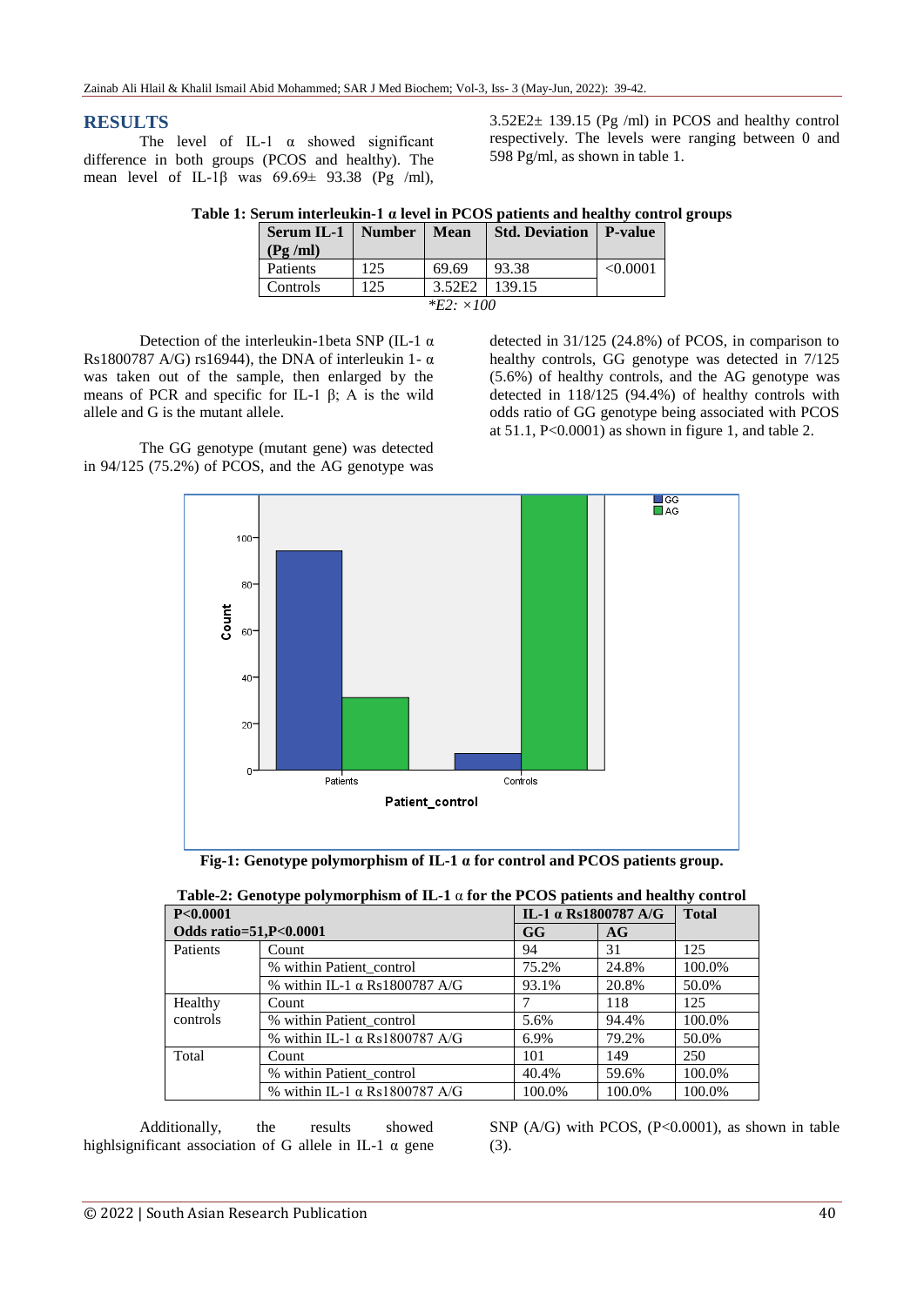## RESULTS

The level of IL-1 α showed significant difference in both groups (PCOS and healthy). The mean level of IL-1β was 69.69± 93.38 (Pg /ml), 3.52E2± 139.15 (Pg /ml) in PCOS and healthy control respectively. The levels were ranging between 0 and 598 Pg/ml, as shown in table 1.

**Table 1: Serum interleukin-1 α level in PCOS patients and healthy control groups**

| Serum IL-1 (Pg /ml) | Number | Mean | Std. Deviation | P-value |
|---|---|---|---|---|
| Patients | 125 | 69.69 | 93.38 | <0.0001 |
| Controls | 125 | 3.52E2 | 139.15 | |

*\*E2: ×100*

Detection of the interleukin-1beta SNP (IL-1 α Rs1800787 A/G) rs16944), the DNA of interleukin 1- α was taken out of the sample, then enlarged by the means of PCR and specific for IL-1 β; A is the wild allele and G is the mutant allele.

The GG genotype (mutant gene) was detected in 94/125 (75.2%) of PCOS, and the AG genotype was detected in 31/125 (24.8%) of PCOS, in comparison to healthy controls, GG genotype was detected in 7/125 (5.6%) of healthy controls, and the AG genotype was detected in 118/125 (94.4%) of healthy controls with odds ratio of GG genotype being associated with PCOS at 51.1, P<0.0001) as shown in figure 1, and table 2.

**Fig-1: Genotype polymorphism of IL-1 α for control and PCOS patients group.**

**Table-2: Genotype polymorphism of IL-1 α for the PCOS patients and healthy control**

| P<0.0001 | | IL-1 α Rs1800787 A/G | | Total |
|---|---|---|---|---|
| **Odds ratio=51,P<0.0001** | | **GG** | **AG** | |
| Patients | Count | 94 | 31 | 125 |
| | % within Patient_control | 75.2% | 24.8% | 100.0% |
| | % within IL-1 α Rs1800787 A/G | 93.1% | 20.8% | 50.0% |
| Healthy controls | Count | 7 | 118 | 125 |
| | % within Patient_control | 5.6% | 94.4% | 100.0% |
| | % within IL-1 α Rs1800787 A/G | 6.9% | 79.2% | 50.0% |
| Total | Count | 101 | 149 | 250 |
| | % within Patient_control | 40.4% | 59.6% | 100.0% |
| | % within IL-1 α Rs1800787 A/G | 100.0% | 100.0% | 100.0% |

Additionally, the results showed highlsignificant association of G allele in IL-1 α gene SNP (A/G) with PCOS, (P<0.0001), as shown in table (3).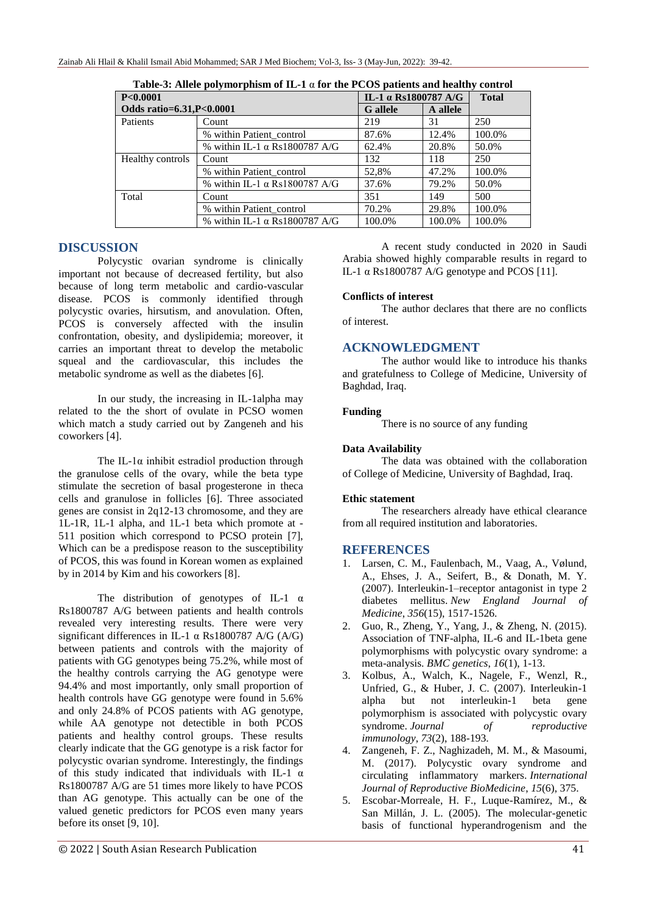**Table-3: Allele polymorphism of IL-1 α for the PCOS patients and healthy control**

| P<0.0001 | | IL-1 α Rs1800787 A/G | | Total |
|---|---|---|---|---|
| **Odds ratio=6.31,P<0.0001** | | **G allele** | **A allele** | |
| Patients | Count | 219 | 31 | 250 |
| | % within Patient_control | 87.6% | 12.4% | 100.0% |
| | % within IL-1 α Rs1800787 A/G | 62.4% | 20.8% | 50.0% |
| Healthy controls | Count | 132 | 118 | 250 |
| | % within Patient_control | 52,8% | 47.2% | 100.0% |
| | % within IL-1 α Rs1800787 A/G | 37.6% | 79.2% | 50.0% |
| Total | Count | 351 | 149 | 500 |
| | % within Patient_control | 70.2% | 29.8% | 100.0% |
| | % within IL-1 α Rs1800787 A/G | 100.0% | 100.0% | 100.0% |

## DISCUSSION

Polycystic ovarian syndrome is clinically important not because of decreased fertility, but also because of long term metabolic and cardio-vascular disease. PCOS is commonly identified through polycystic ovaries, hirsutism, and anovulation. Often, PCOS is conversely affected with the insulin confrontation, obesity, and dyslipidemia; moreover, it carries an important threat to develop the metabolic squeal and the cardiovascular, this includes the metabolic syndrome as well as the diabetes [6].

In our study, the increasing in IL-1alpha may related to the the short of ovulate in PCSO women which match a study carried out by Zangeneh and his coworkers [4].

The IL-1α inhibit estradiol production through the granulose cells of the ovary, while the beta type stimulate the secretion of basal progesterone in theca cells and granulose in follicles [6]. Three associated genes are consist in 2q12-13 chromosome, and they are 1L-1R, 1L-1 alpha, and 1L-1 beta which promote at -511 position which correspond to PCSO protein [7], Which can be a predispose reason to the susceptibility of PCOS, this was found in Korean women as explained by in 2014 by Kim and his coworkers [8].

The distribution of genotypes of IL-1 α Rs1800787 A/G between patients and health controls revealed very interesting results. There were very significant differences in IL-1 α Rs1800787 A/G (A/G) between patients and controls with the majority of patients with GG genotypes being 75.2%, while most of the healthy controls carrying the AG genotype were 94.4% and most importantly, only small proportion of health controls have GG genotype were found in 5.6% and only 24.8% of PCOS patients with AG genotype, while AA genotype not detectible in both PCOS patients and healthy control groups. These results clearly indicate that the GG genotype is a risk factor for polycystic ovarian syndrome. Interestingly, the findings of this study indicated that individuals with IL-1 α Rs1800787 A/G are 51 times more likely to have PCOS than AG genotype. This actually can be one of the valued genetic predictors for PCOS even many years before its onset [9, 10].

A recent study conducted in 2020 in Saudi Arabia showed highly comparable results in regard to IL-1 α Rs1800787 A/G genotype and PCOS [11].

### Conflicts of interest

The author declares that there are no conflicts of interest.

## ACKNOWLEDGMENT

The author would like to introduce his thanks and gratefulness to College of Medicine, University of Baghdad, Iraq.

### Funding

There is no source of any funding

### Data Availability

The data was obtained with the collaboration of College of Medicine, University of Baghdad, Iraq.

### Ethic statement

The researchers already have ethical clearance from all required institution and laboratories.

## REFERENCES

1. Larsen, C. M., Faulenbach, M., Vaag, A., Vølund, A., Ehses, J. A., Seifert, B., & Donath, M. Y. (2007). Interleukin-1–receptor antagonist in type 2 diabetes mellitus. *New England Journal of Medicine*, *356*(15), 1517-1526.
2. Guo, R., Zheng, Y., Yang, J., & Zheng, N. (2015). Association of TNF-alpha, IL-6 and IL-1beta gene polymorphisms with polycystic ovary syndrome: a meta-analysis. *BMC genetics*, *16*(1), 1-13.
3. Kolbus, A., Walch, K., Nagele, F., Wenzl, R., Unfried, G., & Huber, J. C. (2007). Interleukin-1 alpha but not interleukin-1 beta gene polymorphism is associated with polycystic ovary syndrome. *Journal of reproductive immunology*, *73*(2), 188-193.
4. Zangeneh, F. Z., Naghizadeh, M. M., & Masoumi, M. (2017). Polycystic ovary syndrome and circulating inflammatory markers. *International Journal of Reproductive BioMedicine*, *15*(6), 375.
5. Escobar-Morreale, H. F., Luque-Ramírez, M., & San Millán, J. L. (2005). The molecular-genetic basis of functional hyperandrogenism and the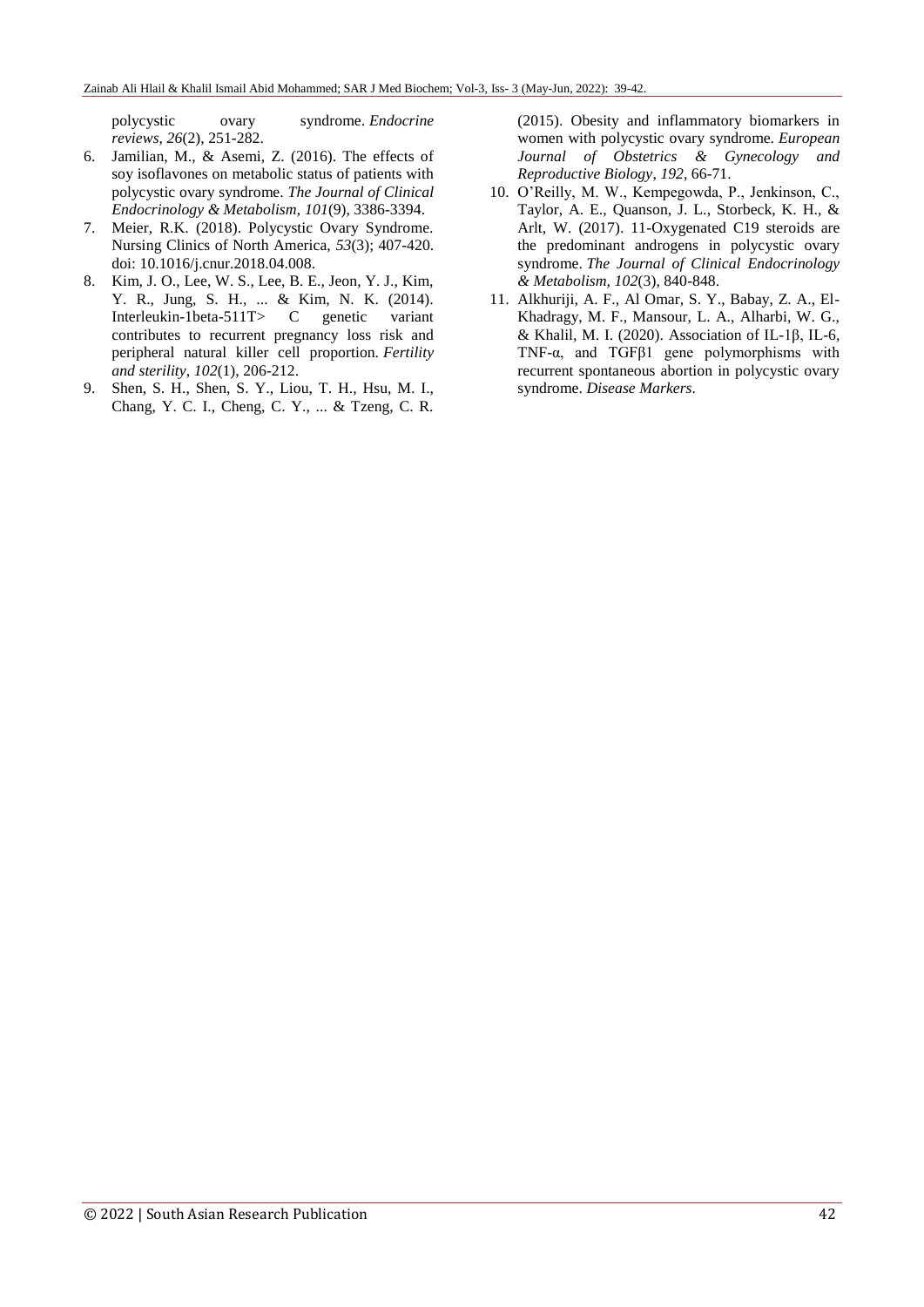polycystic ovary syndrome. *Endocrine reviews*, *26*(2), 251-282.

6. Jamilian, M., & Asemi, Z. (2016). The effects of soy isoflavones on metabolic status of patients with polycystic ovary syndrome. *The Journal of Clinical Endocrinology & Metabolism*, *101*(9), 3386-3394.
7. Meier, R.K. (2018). Polycystic Ovary Syndrome. Nursing Clinics of North America, *53*(3); 407-420. doi: 10.1016/j.cnur.2018.04.008.
8. Kim, J. O., Lee, W. S., Lee, B. E., Jeon, Y. J., Kim, Y. R., Jung, S. H., ... & Kim, N. K. (2014). Interleukin-1beta-511T> C genetic variant contributes to recurrent pregnancy loss risk and peripheral natural killer cell proportion. *Fertility and sterility*, *102*(1), 206-212.
9. Shen, S. H., Shen, S. Y., Liou, T. H., Hsu, M. I., Chang, Y. C. I., Cheng, C. Y., ... & Tzeng, C. R. (2015). Obesity and inflammatory biomarkers in women with polycystic ovary syndrome. *European Journal of Obstetrics & Gynecology and Reproductive Biology*, *192*, 66-71.
10. O'Reilly, M. W., Kempegowda, P., Jenkinson, C., Taylor, A. E., Quanson, J. L., Storbeck, K. H., & Arlt, W. (2017). 11-Oxygenated C19 steroids are the predominant androgens in polycystic ovary syndrome. *The Journal of Clinical Endocrinology & Metabolism*, *102*(3), 840-848.
11. Alkhuriji, A. F., Al Omar, S. Y., Babay, Z. A., El-Khadragy, M. F., Mansour, L. A., Alharbi, W. G., & Khalil, M. I. (2020). Association of IL-1β, IL-6, TNF-α, and TGFβ1 gene polymorphisms with recurrent spontaneous abortion in polycystic ovary syndrome. *Disease Markers*.